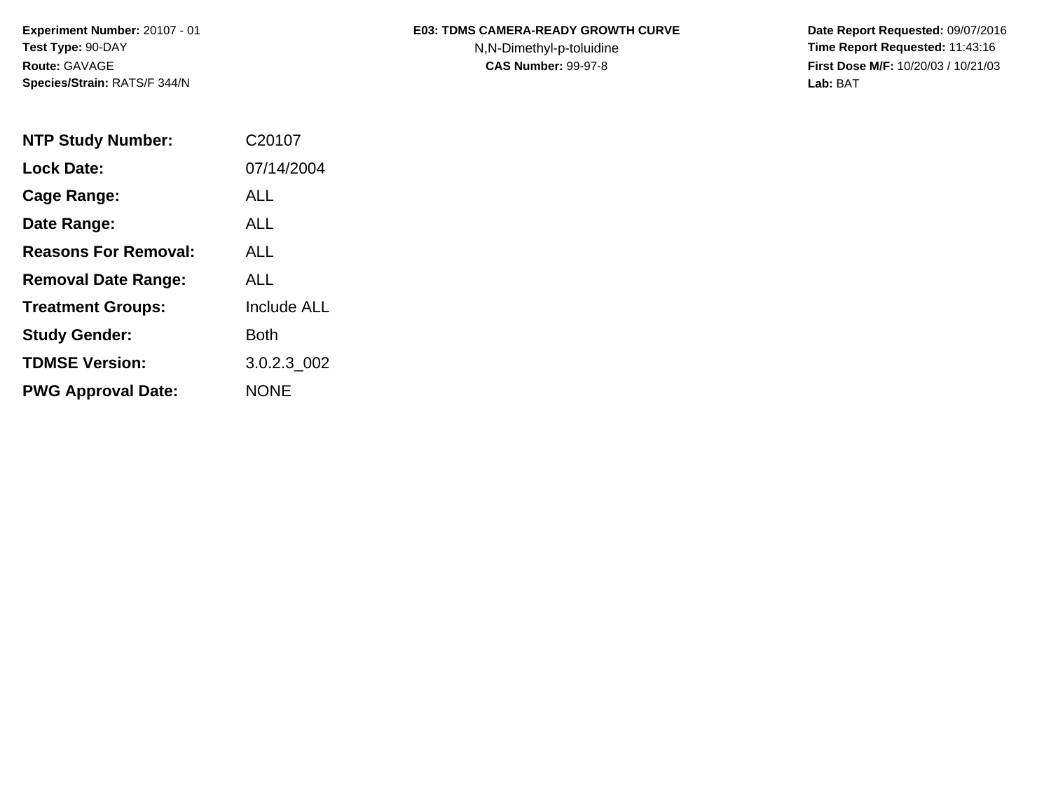**Experiment Number:** 20107 - 01
**Test Type:** 90-DAY
**Route:** GAVAGE
**Species/Strain:** RATS/F 344/N

**E03: TDMS CAMERA-READY GROWTH CURVE**
N,N-Dimethyl-p-toluidine
**CAS Number:** 99-97-8

**Date Report Requested:** 09/07/2016
**Time Report Requested:** 11:43:16
**First Dose M/F:** 10/20/03 / 10/21/03
**Lab:** BAT

| | |
|---|---|
| **NTP Study Number:** | C20107 |
| **Lock Date:** | 07/14/2004 |
| **Cage Range:** | ALL |
| **Date Range:** | ALL |
| **Reasons For Removal:** | ALL |
| **Removal Date Range:** | ALL |
| **Treatment Groups:** | Include ALL |
| **Study Gender:** | Both |
| **TDMSE Version:** | 3.0.2.3_002 |
| **PWG Approval Date:** | NONE |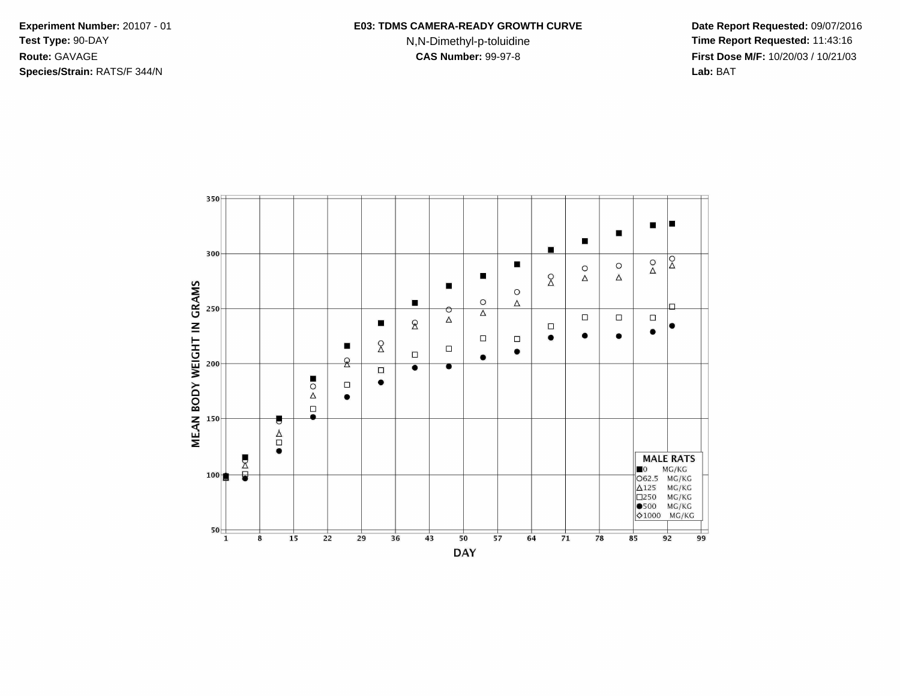**Experiment Number:** 20107 - 01
**Test Type:** 90-DAY
**Route:** GAVAGE
**Species/Strain:** RATS/F 344/N

**E03: TDMS CAMERA-READY GROWTH CURVE**
N,N-Dimethyl-p-toluidine
**CAS Number:** 99-97-8

**Date Report Requested:** 09/07/2016
**Time Report Requested:** 11:43:16
**First Dose M/F:** 10/20/03 / 10/21/03
**Lab:** BAT

MEAN BODY WEIGHT IN GRAMS

DAY

MALE RATS
■0 MG/KG
○62.5 MG/KG
△125 MG/KG
□250 MG/KG
●500 MG/KG
◇1000 MG/KG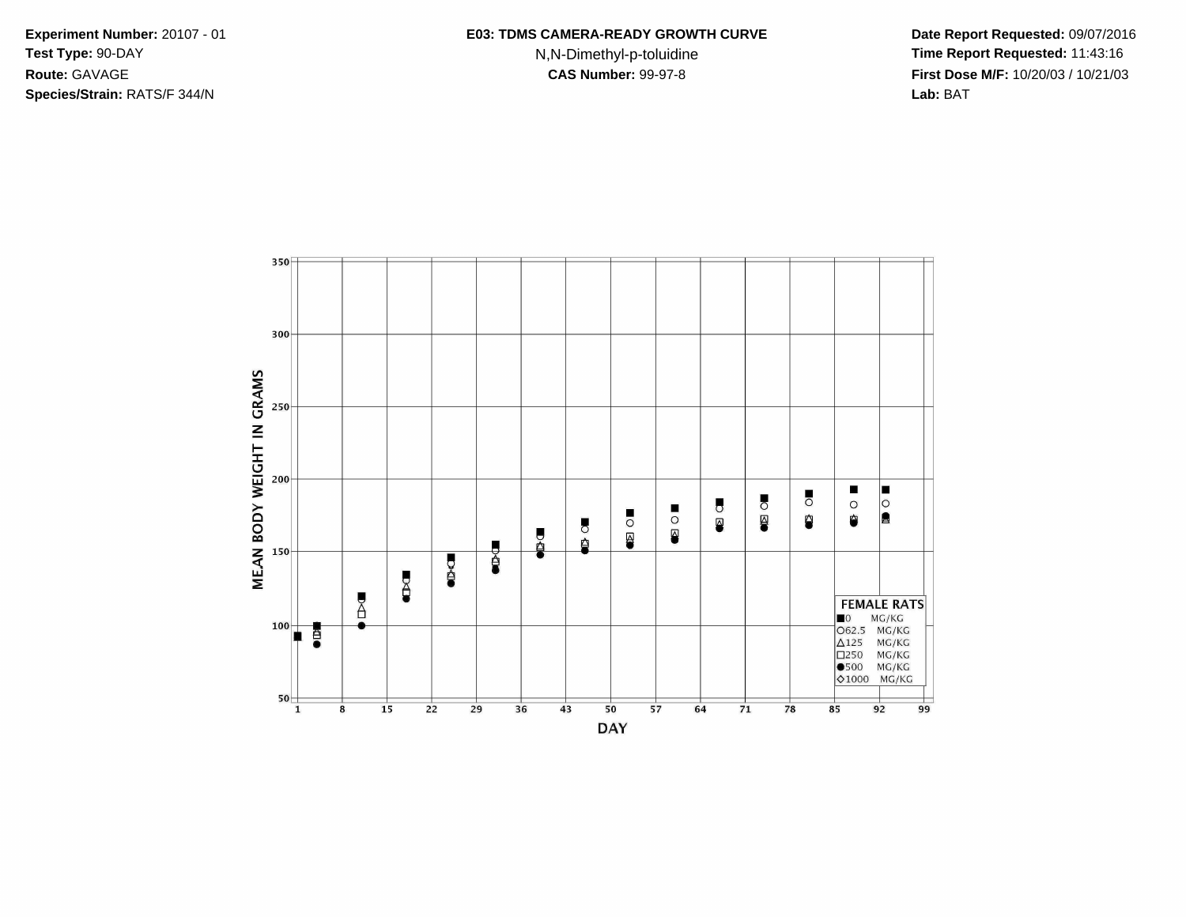**Experiment Number:** 20107 - 01
**Test Type:** 90-DAY
**Route:** GAVAGE
**Species/Strain:** RATS/F 344/N

**E03: TDMS CAMERA-READY GROWTH CURVE**
N,N-Dimethyl-p-toluidine
**CAS Number:** 99-97-8

**Date Report Requested:** 09/07/2016
**Time Report Requested:** 11:43:16
**First Dose M/F:** 10/20/03 / 10/21/03
**Lab:** BAT

MEAN BODY WEIGHT IN GRAMS

350
300
250
200
150
100
50

DAY

1 8 15 22 29 36 43 50 57 64 71 78 85 92 99

FEMALE RATS
■0 MG/KG
○62.5 MG/KG
△125 MG/KG
□250 MG/KG
●500 MG/KG
◇1000 MG/KG